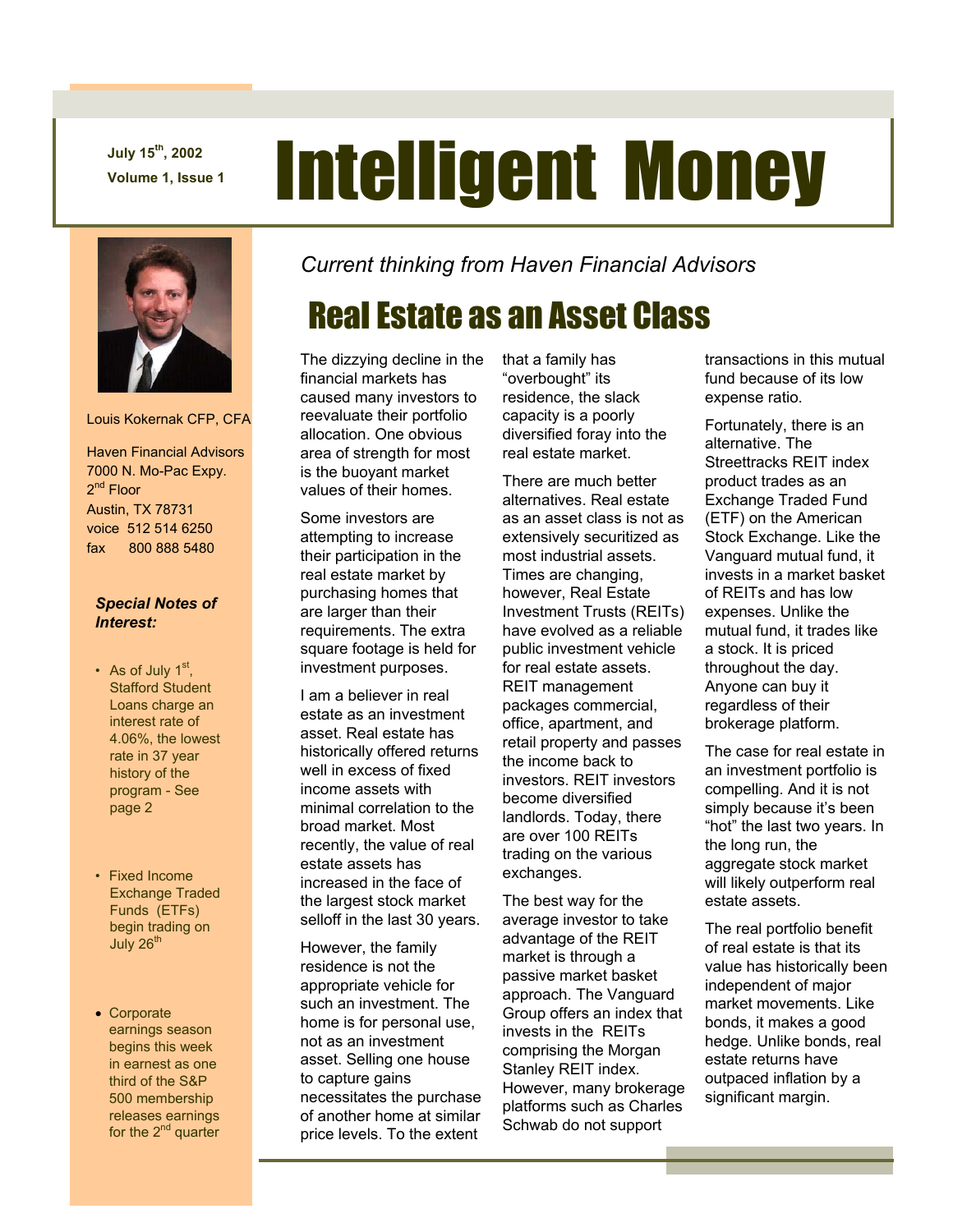July 15th, 2002
Volume 1, Issue 1

# Intelligent Money

Louis Kokernak CFP, CFA

Haven Financial Advisors
7000 N. Mo-Pac Expy.
2nd Floor
Austin, TX 78731
voice 512 514 6250
fax 800 888 5480

***Special Notes of Interest:***

- As of July 1st, Stafford Student Loans charge an interest rate of 4.06%, the lowest rate in 37 year history of the program - See page 2
- Fixed Income Exchange Traded Funds (ETFs) begin trading on July 26th
- Corporate earnings season begins this week in earnest as one third of the S&P 500 membership releases earnings for the 2nd quarter

*Current thinking from Haven Financial Advisors*

## Real Estate as an Asset Class

The dizzying decline in the financial markets has caused many investors to reevaluate their portfolio allocation. One obvious area of strength for most is the buoyant market values of their homes.

Some investors are attempting to increase their participation in the real estate market by purchasing homes that are larger than their requirements. The extra square footage is held for investment purposes.

I am a believer in real estate as an investment asset. Real estate has historically offered returns well in excess of fixed income assets with minimal correlation to the broad market. Most recently, the value of real estate assets has increased in the face of the largest stock market selloff in the last 30 years.

However, the family residence is not the appropriate vehicle for such an investment. The home is for personal use, not as an investment asset. Selling one house to capture gains necessitates the purchase of another home at similar price levels. To the extent that a family has "overbought" its residence, the slack capacity is a poorly diversified foray into the real estate market.

There are much better alternatives. Real estate as an asset class is not as extensively securitized as most industrial assets. Times are changing, however, Real Estate Investment Trusts (REITs) have evolved as a reliable public investment vehicle for real estate assets. REIT management packages commercial, office, apartment, and retail property and passes the income back to investors. REIT investors become diversified landlords. Today, there are over 100 REITs trading on the various exchanges.

The best way for the average investor to take advantage of the REIT market is through a passive market basket approach. The Vanguard Group offers an index that invests in the REITs comprising the Morgan Stanley REIT index. However, many brokerage platforms such as Charles Schwab do not support transactions in this mutual fund because of its low expense ratio.

Fortunately, there is an alternative. The Streettracks REIT index product trades as an Exchange Traded Fund (ETF) on the American Stock Exchange. Like the Vanguard mutual fund, it invests in a market basket of REITs and has low expenses. Unlike the mutual fund, it trades like a stock. It is priced throughout the day. Anyone can buy it regardless of their brokerage platform.

The case for real estate in an investment portfolio is compelling. And it is not simply because it's been "hot" the last two years. In the long run, the aggregate stock market will likely outperform real estate assets.

The real portfolio benefit of real estate is that its value has historically been independent of major market movements. Like bonds, it makes a good hedge. Unlike bonds, real estate returns have outpaced inflation by a significant margin.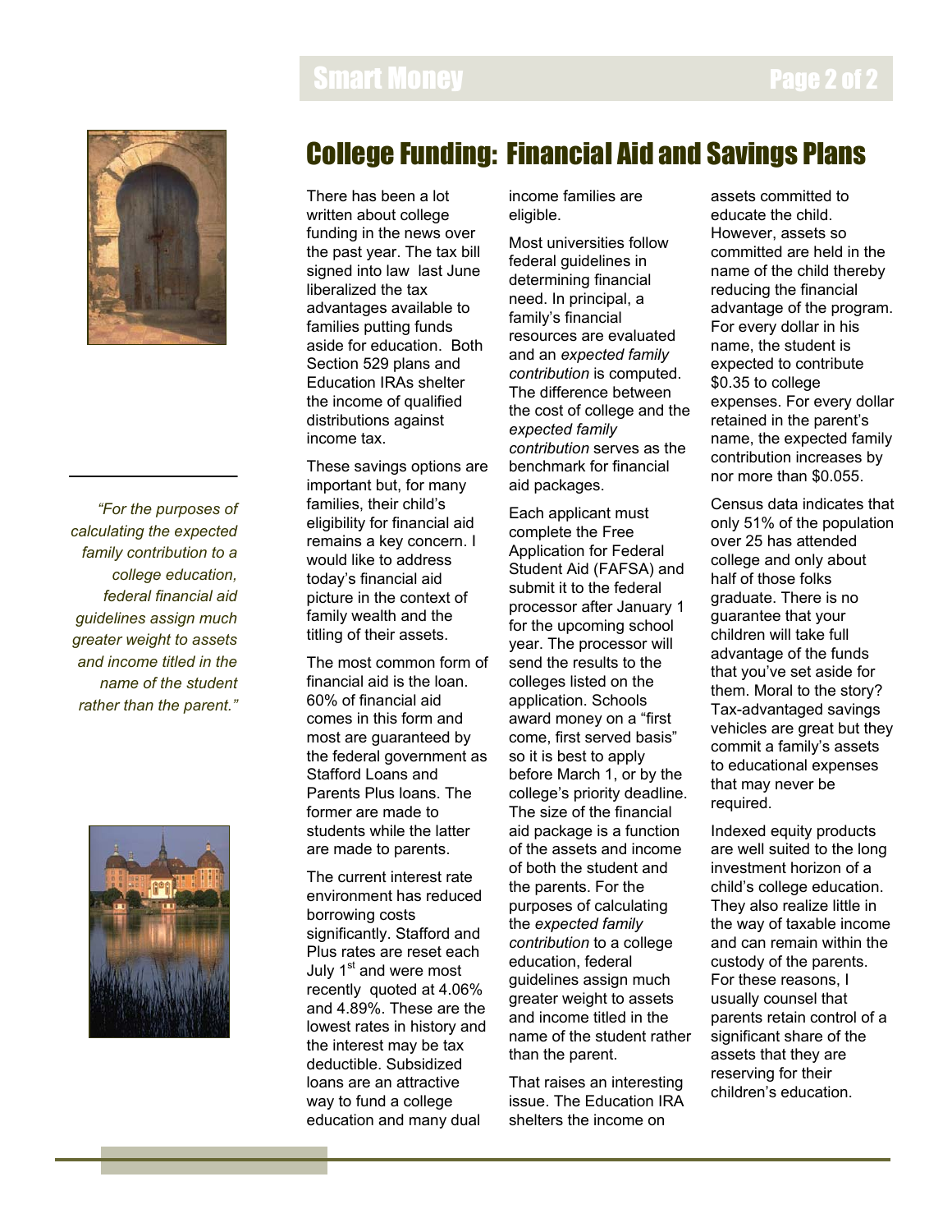# College Funding: Financial Aid and Savings Plans

There has been a lot written about college funding in the news over the past year. The tax bill signed into law last June liberalized the tax advantages available to families putting funds aside for education. Both Section 529 plans and Education IRAs shelter the income of qualified distributions against income tax.

These savings options are important but, for many families, their child's eligibility for financial aid remains a key concern. I would like to address today's financial aid picture in the context of family wealth and the titling of their assets.

The most common form of financial aid is the loan. 60% of financial aid comes in this form and most are guaranteed by the federal government as Stafford Loans and Parents Plus loans. The former are made to students while the latter are made to parents.

The current interest rate environment has reduced borrowing costs significantly. Stafford and Plus rates are reset each July 1st and were most recently quoted at 4.06% and 4.89%. These are the lowest rates in history and the interest may be tax deductible. Subsidized loans are an attractive way to fund a college education and many dual income families are eligible.

Most universities follow federal guidelines in determining financial need. In principal, a family's financial resources are evaluated and an *expected family contribution* is computed. The difference between the cost of college and the *expected family contribution* serves as the benchmark for financial aid packages.

Each applicant must complete the Free Application for Federal Student Aid (FAFSA) and submit it to the federal processor after January 1 for the upcoming school year. The processor will send the results to the colleges listed on the application. Schools award money on a "first come, first served basis" so it is best to apply before March 1, or by the college's priority deadline. The size of the financial aid package is a function of the assets and income of both the student and the parents. For the purposes of calculating the *expected family contribution* to a college education, federal guidelines assign much greater weight to assets and income titled in the name of the student rather than the parent.

*"For the purposes of calculating the expected family contribution to a college education, federal financial aid guidelines assign much greater weight to assets and income titled in the name of the student rather than the parent."*

That raises an interesting issue. The Education IRA shelters the income on assets committed to educate the child. However, assets so committed are held in the name of the child thereby reducing the financial advantage of the program. For every dollar in his name, the student is expected to contribute $0.35 to college expenses. For every dollar retained in the parent's name, the expected family contribution increases by nor more than $0.055.

Census data indicates that only 51% of the population over 25 has attended college and only about half of those folks graduate. There is no guarantee that your children will take full advantage of the funds that you've set aside for them. Moral to the story? Tax-advantaged savings vehicles are great but they commit a family's assets to educational expenses that may never be required.

Indexed equity products are well suited to the long investment horizon of a child's college education. They also realize little in the way of taxable income and can remain within the custody of the parents. For these reasons, I usually counsel that parents retain control of a significant share of the assets that they are reserving for their children's education.